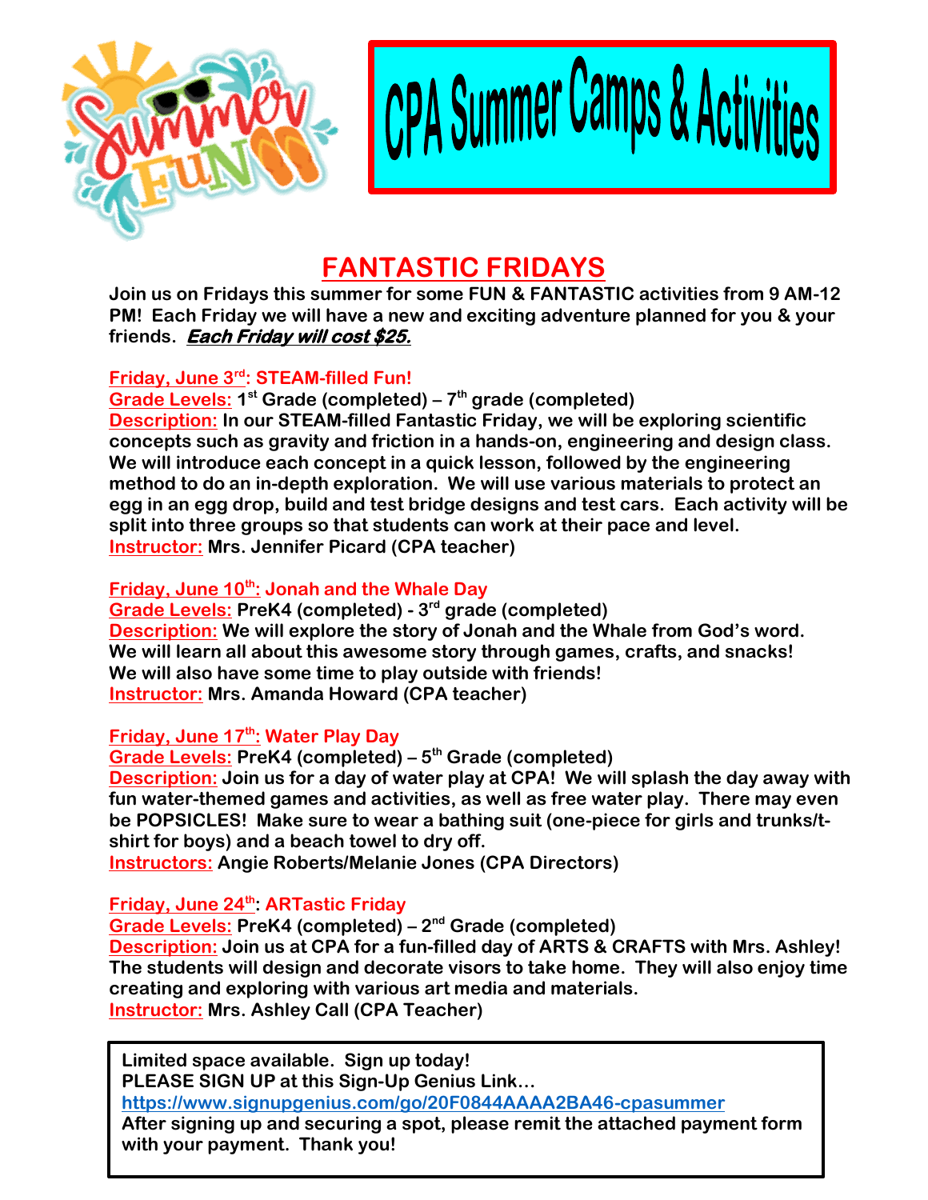# CPA Summer Camps & Activities

## FANTASTIC FRIDAYS

**Join us on Fridays this summer for some FUN & FANTASTIC activities from 9 AM-12 PM! Each Friday we will have a new and exciting adventure planned for you & your friends. *Each Friday will cost $25.***

**Friday, June 3rd: STEAM-filled Fun!**
**Grade Levels:** 1st Grade (completed) – 7th grade (completed)
**Description:** In our STEAM-filled Fantastic Friday, we will be exploring scientific concepts such as gravity and friction in a hands-on, engineering and design class. We will introduce each concept in a quick lesson, followed by the engineering method to do an in-depth exploration. We will use various materials to protect an egg in an egg drop, build and test bridge designs and test cars. Each activity will be split into three groups so that students can work at their pace and level.
**Instructor:** Mrs. Jennifer Picard (CPA teacher)

**Friday, June 10th: Jonah and the Whale Day**
**Grade Levels:** PreK4 (completed) - 3rd grade (completed)
**Description:** We will explore the story of Jonah and the Whale from God's word. We will learn all about this awesome story through games, crafts, and snacks! We will also have some time to play outside with friends!
**Instructor:** Mrs. Amanda Howard (CPA teacher)

**Friday, June 17th: Water Play Day**
**Grade Levels:** PreK4 (completed) – 5th Grade (completed)
**Description:** Join us for a day of water play at CPA! We will splash the day away with fun water-themed games and activities, as well as free water play. There may even be POPSICLES! Make sure to wear a bathing suit (one-piece for girls and trunks/t-shirt for boys) and a beach towel to dry off.
**Instructors:** Angie Roberts/Melanie Jones (CPA Directors)

**Friday, June 24th: ARTastic Friday**
**Grade Levels:** PreK4 (completed) – 2nd Grade (completed)
**Description:** Join us at CPA for a fun-filled day of ARTS & CRAFTS with Mrs. Ashley! The students will design and decorate visors to take home. They will also enjoy time creating and exploring with various art media and materials.
**Instructor:** Mrs. Ashley Call (CPA Teacher)

**Limited space available. Sign up today!**
**PLEASE SIGN UP at this Sign-Up Genius Link…**
https://www.signupgenius.com/go/20F0844AAAA2BA46-cpasummer
**After signing up and securing a spot, please remit the attached payment form with your payment. Thank you!**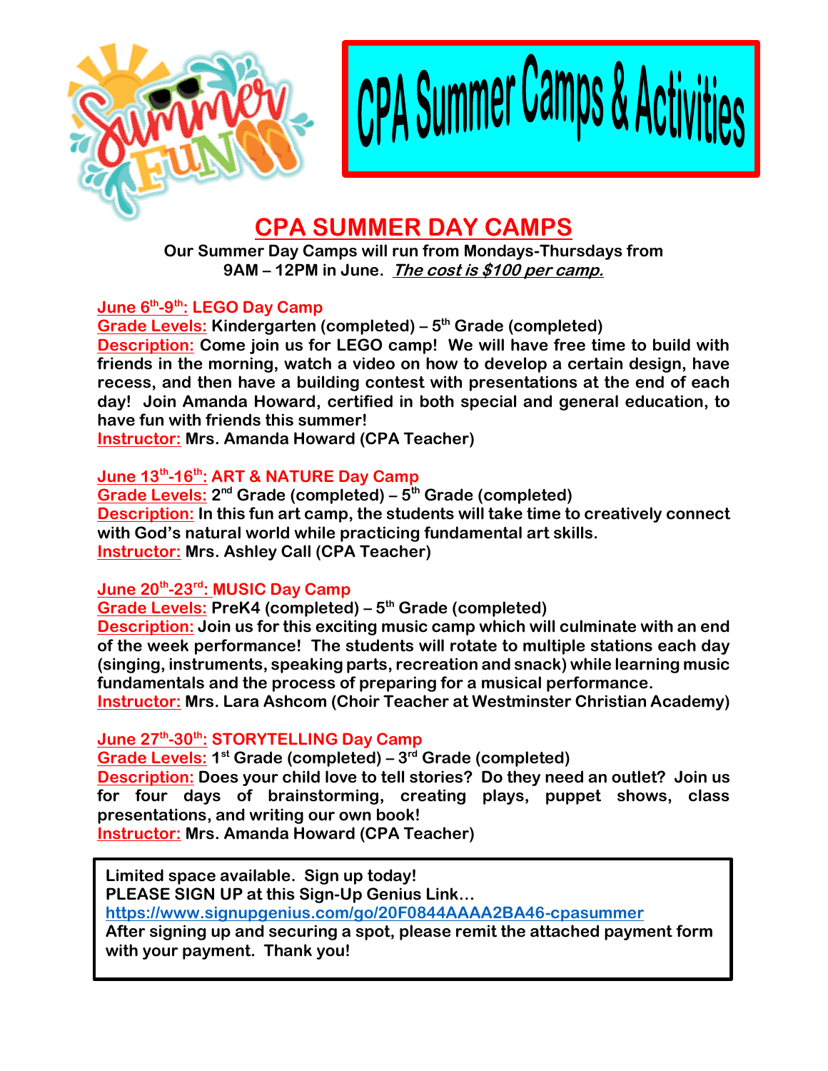# CPA Summer Camps & Activities

## CPA SUMMER DAY CAMPS

**Our Summer Day Camps will run from Mondays-Thursdays from 9AM – 12PM in June. *The cost is $100 per camp.***

**June 6th-9th: LEGO Day Camp**
**Grade Levels:** Kindergarten (completed) – 5th Grade (completed)
**Description:** Come join us for LEGO camp! We will have free time to build with friends in the morning, watch a video on how to develop a certain design, have recess, and then have a building contest with presentations at the end of each day! Join Amanda Howard, certified in both special and general education, to have fun with friends this summer!
**Instructor:** Mrs. Amanda Howard (CPA Teacher)

**June 13th-16th: ART & NATURE Day Camp**
**Grade Levels:** 2nd Grade (completed) – 5th Grade (completed)
**Description:** In this fun art camp, the students will take time to creatively connect with God's natural world while practicing fundamental art skills.
**Instructor:** Mrs. Ashley Call (CPA Teacher)

**June 20th-23rd: MUSIC Day Camp**
**Grade Levels:** PreK4 (completed) – 5th Grade (completed)
**Description:** Join us for this exciting music camp which will culminate with an end of the week performance! The students will rotate to multiple stations each day (singing, instruments, speaking parts, recreation and snack) while learning music fundamentals and the process of preparing for a musical performance.
**Instructor:** Mrs. Lara Ashcom (Choir Teacher at Westminster Christian Academy)

**June 27th-30th: STORYTELLING Day Camp**
**Grade Levels:** 1st Grade (completed) – 3rd Grade (completed)
**Description:** Does your child love to tell stories? Do they need an outlet? Join us for four days of brainstorming, creating plays, puppet shows, class presentations, and writing our own book!
**Instructor:** Mrs. Amanda Howard (CPA Teacher)

**Limited space available. Sign up today!**
**PLEASE SIGN UP at this Sign-Up Genius Link…**
https://www.signupgenius.com/go/20F0844AAAA2BA46-cpasummer
**After signing up and securing a spot, please remit the attached payment form with your payment. Thank you!**